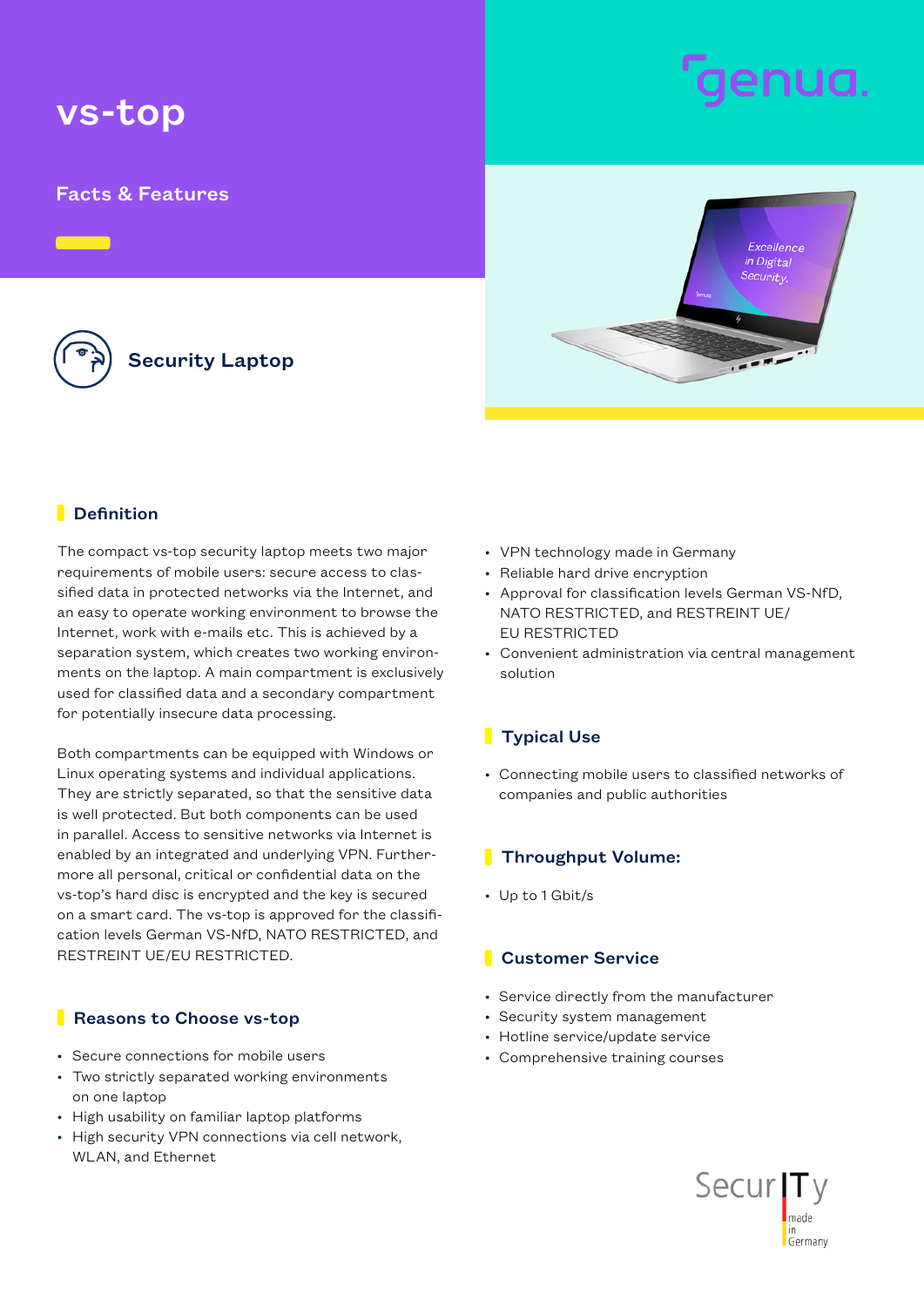# vs-top

## Facts & Features

### Security Laptop

## Definition

The compact vs-top security laptop meets two major requirements of mobile users: secure access to classified data in protected networks via the Internet, and an easy to operate working environment to browse the Internet, work with e-mails etc. This is achieved by a separation system, which creates two working environments on the laptop. A main compartment is exclusively used for classified data and a secondary compartment for potentially insecure data processing.

Both compartments can be equipped with Windows or Linux operating systems and individual applications. They are strictly separated, so that the sensitive data is well protected. But both components can be used in parallel. Access to sensitive networks via Internet is enabled by an integrated and underlying VPN. Furthermore all personal, critical or confidential data on the vs-top's hard disc is encrypted and the key is secured on a smart card. The vs-top is approved for the classification levels German VS-NfD, NATO RESTRICTED, and RESTREINT UE/EU RESTRICTED.

## Reasons to Choose vs-top

- Secure connections for mobile users
- Two strictly separated working environments on one laptop
- High usability on familiar laptop platforms
- High security VPN connections via cell network, WLAN, and Ethernet
- VPN technology made in Germany
- Reliable hard drive encryption
- Approval for classification levels German VS-NfD, NATO RESTRICTED, and RESTREINT UE/ EU RESTRICTED
- Convenient administration via central management solution

## Typical Use

- Connecting mobile users to classified networks of companies and public authorities

## Throughput Volume:

- Up to 1 Gbit/s

## Customer Service

- Service directly from the manufacturer
- Security system management
- Hotline service/update service
- Comprehensive training courses

SecurITy made in Germany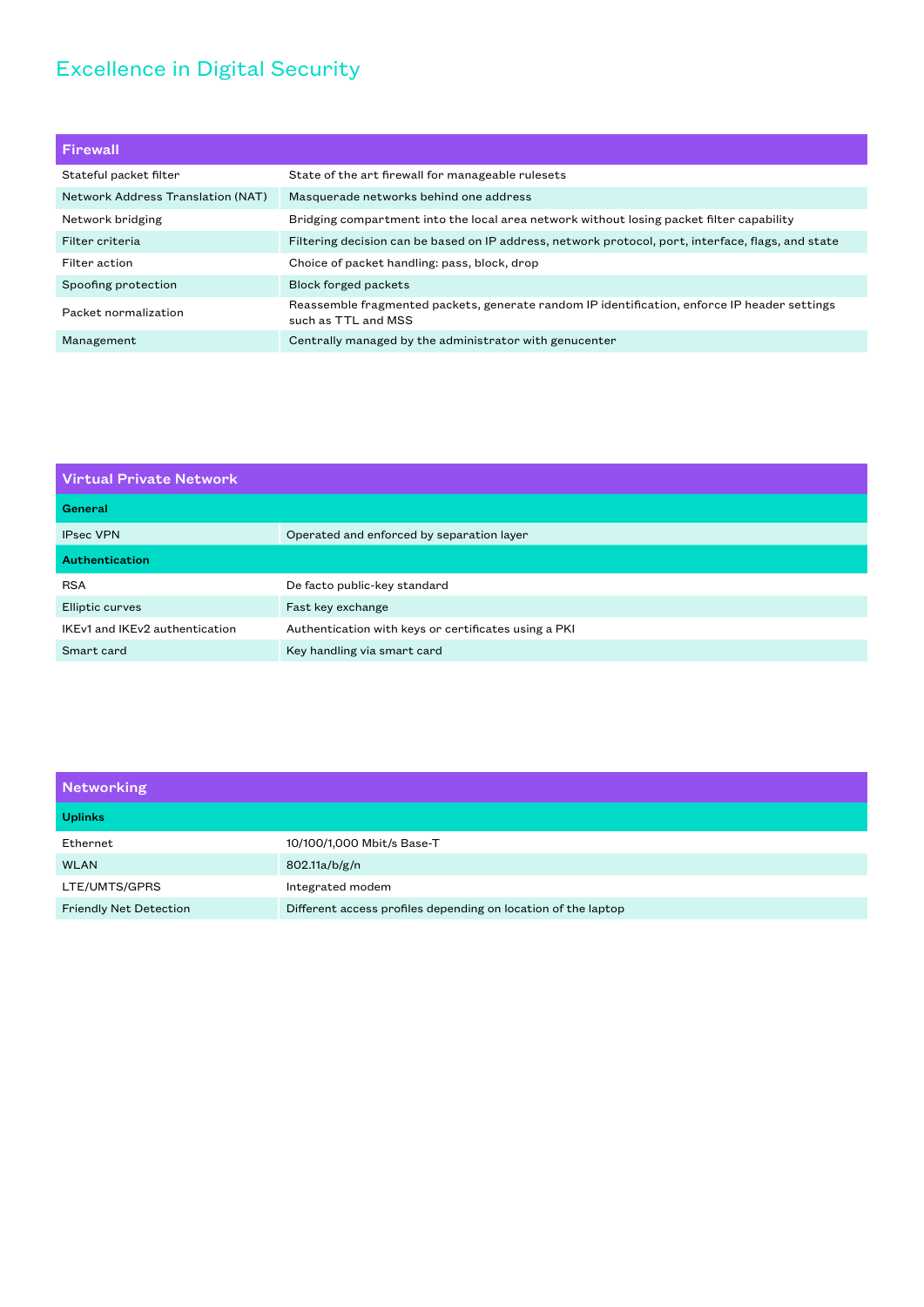## Excellence in Digital Security

| Firewall | |
|---|---|
| Stateful packet filter | State of the art firewall for manageable rulesets |
| Network Address Translation (NAT) | Masquerade networks behind one address |
| Network bridging | Bridging compartment into the local area network without losing packet filter capability |
| Filter criteria | Filtering decision can be based on IP address, network protocol, port, interface, flags, and state |
| Filter action | Choice of packet handling: pass, block, drop |
| Spoofing protection | Block forged packets |
| Packet normalization | Reassemble fragmented packets, generate random IP identification, enforce IP header settings such as TTL and MSS |
| Management | Centrally managed by the administrator with genucenter |

| Virtual Private Network | |
|---|---|
| **General** | |
| IPsec VPN | Operated and enforced by separation layer |
| **Authentication** | |
| RSA | De facto public-key standard |
| Elliptic curves | Fast key exchange |
| IKEv1 and IKEv2 authentication | Authentication with keys or certificates using a PKI |
| Smart card | Key handling via smart card |

| Networking | |
|---|---|
| **Uplinks** | |
| Ethernet | 10/100/1,000 Mbit/s Base-T |
| WLAN | 802.11a/b/g/n |
| LTE/UMTS/GPRS | Integrated modem |
| Friendly Net Detection | Different access profiles depending on location of the laptop |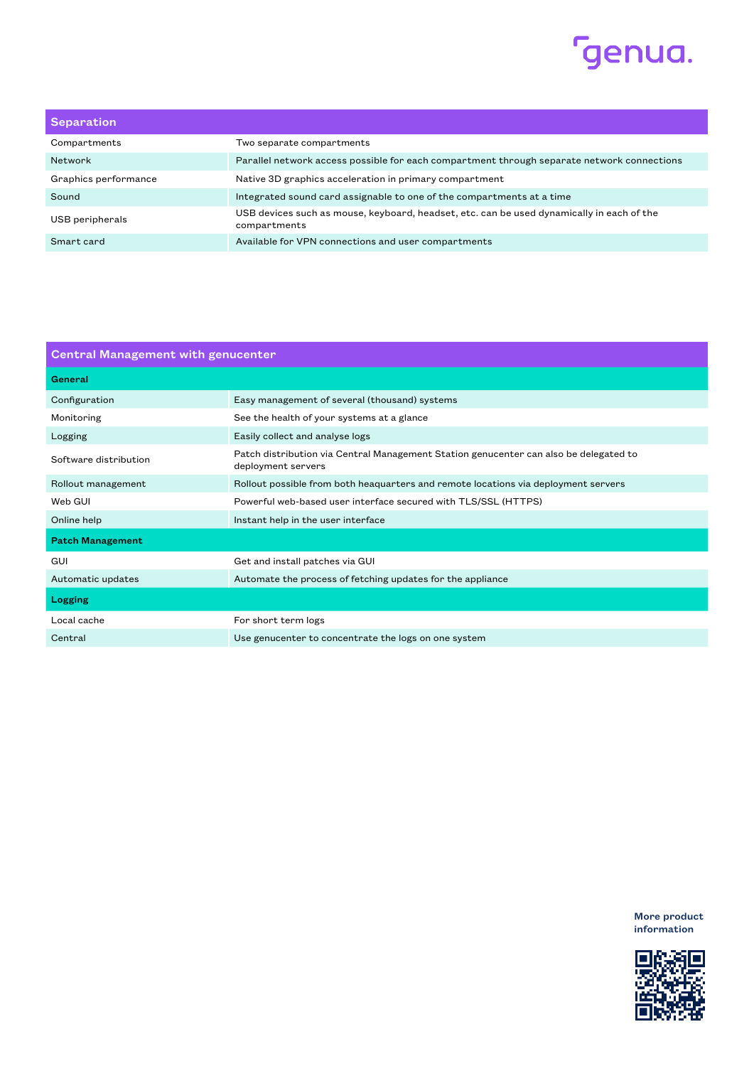| Separation | |
|---|---|
| Compartments | Two separate compartments |
| Network | Parallel network access possible for each compartment through separate network connections |
| Graphics performance | Native 3D graphics acceleration in primary compartment |
| Sound | Integrated sound card assignable to one of the compartments at a time |
| USB peripherals | USB devices such as mouse, keyboard, headset, etc. can be used dynamically in each of the compartments |
| Smart card | Available for VPN connections and user compartments |

| Central Management with genucenter | |
|---|---|
| **General** | |
| Configuration | Easy management of several (thousand) systems |
| Monitoring | See the health of your systems at a glance |
| Logging | Easily collect and analyse logs |
| Software distribution | Patch distribution via Central Management Station genucenter can also be delegated to deployment servers |
| Rollout management | Rollout possible from both heaquarters and remote locations via deployment servers |
| Web GUI | Powerful web-based user interface secured with TLS/SSL (HTTPS) |
| Online help | Instant help in the user interface |
| **Patch Management** | |
| GUI | Get and install patches via GUI |
| Automatic updates | Automate the process of fetching updates for the appliance |
| **Logging** | |
| Local cache | For short term logs |
| Central | Use genucenter to concentrate the logs on one system |

**More product information**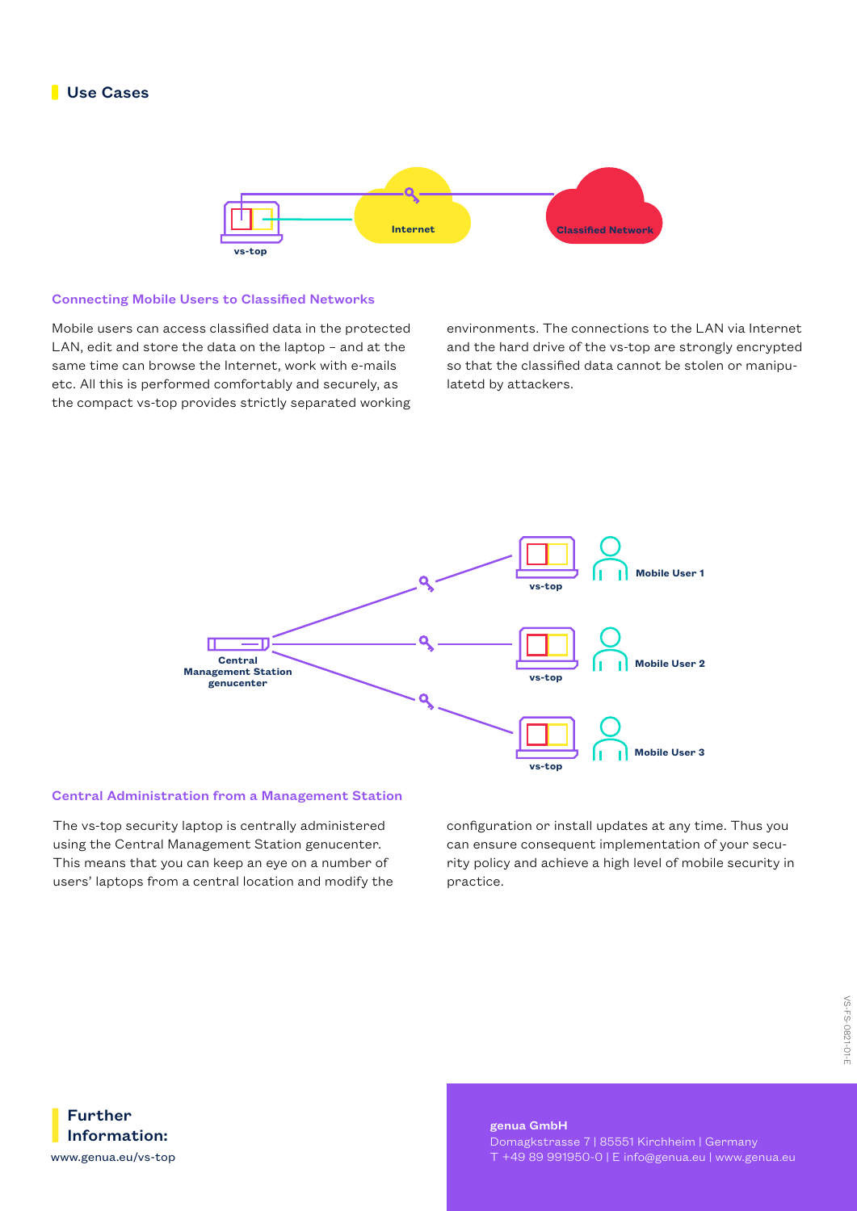## Use Cases

vs-top

Internet

Classified Network

### Connecting Mobile Users to Classified Networks

Mobile users can access classified data in the protected LAN, edit and store the data on the laptop – and at the same time can browse the Internet, work with e-mails etc. All this is performed comfortably and securely, as the compact vs-top provides strictly separated working environments. The connections to the LAN via Internet and the hard drive of the vs-top are strongly encrypted so that the classified data cannot be stolen or manipulatetd by attackers.

Central Management Station genucenter

vs-top

Mobile User 1

vs-top

Mobile User 2

vs-top

Mobile User 3

### Central Administration from a Management Station

The vs-top security laptop is centrally administered using the Central Management Station genucenter. This means that you can keep an eye on a number of users' laptops from a central location and modify the configuration or install updates at any time. Thus you can ensure consequent implementation of your security policy and achieve a high level of mobile security in practice.

VS-FS-0821-01-E

**Further Information:**
www.genua.eu/vs-top

**genua GmbH**
Domagkstrasse 7 | 85551 Kirchheim | Germany
T +49 89 991950-0 | E info@genua.eu | www.genua.eu